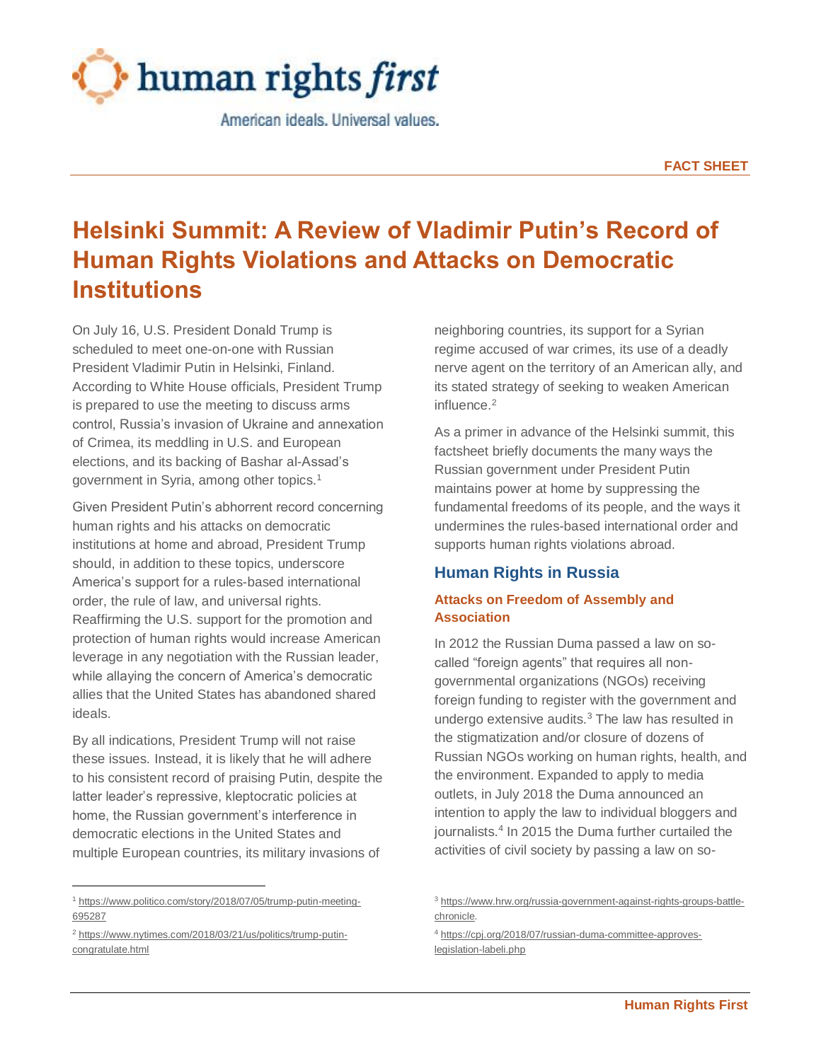human rights *first*

American ideals. Universal values.

**FACT SHEET**

# Helsinki Summit: A Review of Vladimir Putin's Record of Human Rights Violations and Attacks on Democratic Institutions

On July 16, U.S. President Donald Trump is scheduled to meet one-on-one with Russian President Vladimir Putin in Helsinki, Finland. According to White House officials, President Trump is prepared to use the meeting to discuss arms control, Russia's invasion of Ukraine and annexation of Crimea, its meddling in U.S. and European elections, and its backing of Bashar al-Assad's government in Syria, among other topics.[1]

Given President Putin's abhorrent record concerning human rights and his attacks on democratic institutions at home and abroad, President Trump should, in addition to these topics, underscore America's support for a rules-based international order, the rule of law, and universal rights. Reaffirming the U.S. support for the promotion and protection of human rights would increase American leverage in any negotiation with the Russian leader, while allaying the concern of America's democratic allies that the United States has abandoned shared ideals.

By all indications, President Trump will not raise these issues. Instead, it is likely that he will adhere to his consistent record of praising Putin, despite the latter leader's repressive, kleptocratic policies at home, the Russian government's interference in democratic elections in the United States and multiple European countries, its military invasions of neighboring countries, its support for a Syrian regime accused of war crimes, its use of a deadly nerve agent on the territory of an American ally, and its stated strategy of seeking to weaken American influence.[2]

As a primer in advance of the Helsinki summit, this factsheet briefly documents the many ways the Russian government under President Putin maintains power at home by suppressing the fundamental freedoms of its people, and the ways it undermines the rules-based international order and supports human rights violations abroad.

## Human Rights in Russia

### Attacks on Freedom of Assembly and Association

In 2012 the Russian Duma passed a law on so-called "foreign agents" that requires all non-governmental organizations (NGOs) receiving foreign funding to register with the government and undergo extensive audits.[3] The law has resulted in the stigmatization and/or closure of dozens of Russian NGOs working on human rights, health, and the environment. Expanded to apply to media outlets, in July 2018 the Duma announced an intention to apply the law to individual bloggers and journalists.[4] In 2015 the Duma further curtailed the activities of civil society by passing a law on so-

---

[1] https://www.politico.com/story/2018/07/05/trump-putin-meeting-695287

[2] https://www.nytimes.com/2018/03/21/us/politics/trump-putin-congratulate.html

[3] https://www.hrw.org/russia-government-against-rights-groups-battle-chronicle.

[4] https://cpj.org/2018/07/russian-duma-committee-approves-legislation-labeli.php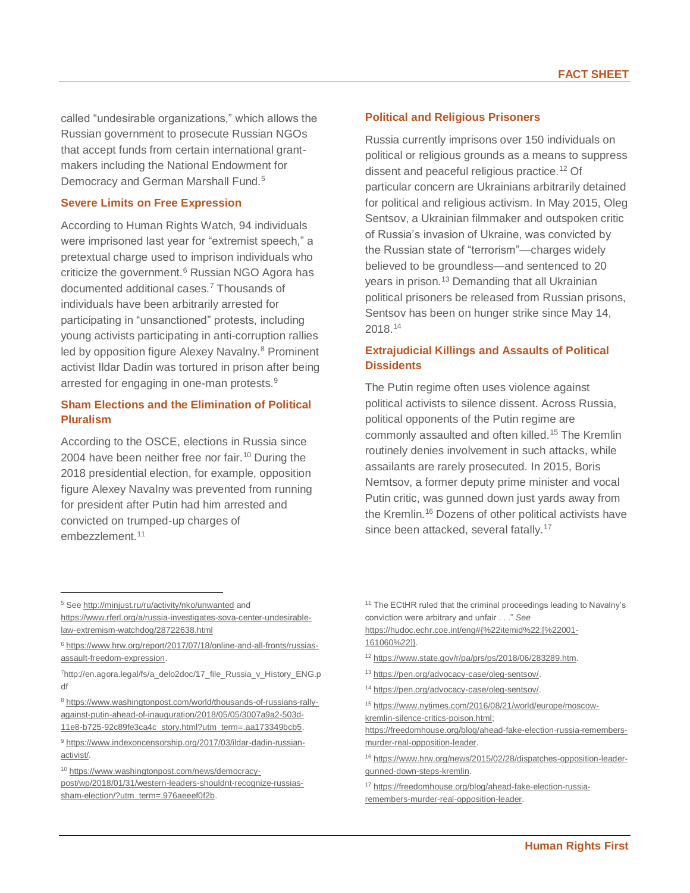called “undesirable organizations,” which allows the Russian government to prosecute Russian NGOs that accept funds from certain international grant-makers including the National Endowment for Democracy and German Marshall Fund.[5]

## Severe Limits on Free Expression

According to Human Rights Watch, 94 individuals were imprisoned last year for “extremist speech,” a pretextual charge used to imprison individuals who criticize the government.[6] Russian NGO Agora has documented additional cases.[7] Thousands of individuals have been arbitrarily arrested for participating in “unsanctioned” protests, including young activists participating in anti-corruption rallies led by opposition figure Alexey Navalny.[8] Prominent activist Ildar Dadin was tortured in prison after being arrested for engaging in one-man protests.[9]

## Sham Elections and the Elimination of Political Pluralism

According to the OSCE, elections in Russia since 2004 have been neither free nor fair.[10] During the 2018 presidential election, for example, opposition figure Alexey Navalny was prevented from running for president after Putin had him arrested and convicted on trumped-up charges of embezzlement.[11]

## Political and Religious Prisoners

Russia currently imprisons over 150 individuals on political or religious grounds as a means to suppress dissent and peaceful religious practice.[12] Of particular concern are Ukrainians arbitrarily detained for political and religious activism. In May 2015, Oleg Sentsov, a Ukrainian filmmaker and outspoken critic of Russia’s invasion of Ukraine, was convicted by the Russian state of “terrorism”—charges widely believed to be groundless—and sentenced to 20 years in prison.[13] Demanding that all Ukrainian political prisoners be released from Russian prisons, Sentsov has been on hunger strike since May 14, 2018.[14]

## Extrajudicial Killings and Assaults of Political Dissidents

The Putin regime often uses violence against political activists to silence dissent. Across Russia, political opponents of the Putin regime are commonly assaulted and often killed.[15] The Kremlin routinely denies involvement in such attacks, while assailants are rarely prosecuted. In 2015, Boris Nemtsov, a former deputy prime minister and vocal Putin critic, was gunned down just yards away from the Kremlin.[16] Dozens of other political activists have since been attacked, several fatally.[17]

---

[5] See http://minjust.ru/ru/activity/nko/unwanted and https://www.rferl.org/a/russia-investigates-sova-center-undesirable-law-extremism-watchdog/28722638.html

[6] https://www.hrw.org/report/2017/07/18/online-and-all-fronts/russias-assault-freedom-expression.

[7] http://en.agora.legal/fs/a_delo2doc/17_file_Russia_v_History_ENG.pdf

[8] https://www.washingtonpost.com/world/thousands-of-russians-rally-against-putin-ahead-of-inauguration/2018/05/05/3007a9a2-503d-11e8-b725-92c89fe3ca4c_story.html?utm_term=.aa173349bcb5.

[9] https://www.indexoncensorship.org/2017/03/ildar-dadin-russian-activist/.

[10] https://www.washingtonpost.com/news/democracy-post/wp/2018/01/31/western-leaders-shouldnt-recognize-russias-sham-election/?utm_term=.976aeeef0f2b.

[11] The ECtHR ruled that the criminal proceedings leading to Navalny’s conviction were arbitrary and unfair . . .” *See* https://hudoc.echr.coe.int/eng#{%22itemid%22:[%22001-161060%22]}.

[12] https://www.state.gov/r/pa/prs/ps/2018/06/283289.htm.

[13] https://pen.org/advocacy-case/oleg-sentsov/.

[14] https://pen.org/advocacy-case/oleg-sentsov/.

[15] https://www.nytimes.com/2016/08/21/world/europe/moscow-kremlin-silence-critics-poison.html; https://freedomhouse.org/blog/ahead-fake-election-russia-remembers-murder-real-opposition-leader.

[16] https://www.hrw.org/news/2015/02/28/dispatches-opposition-leader-gunned-down-steps-kremlin.

[17] https://freedomhouse.org/blog/ahead-fake-election-russia-remembers-murder-real-opposition-leader.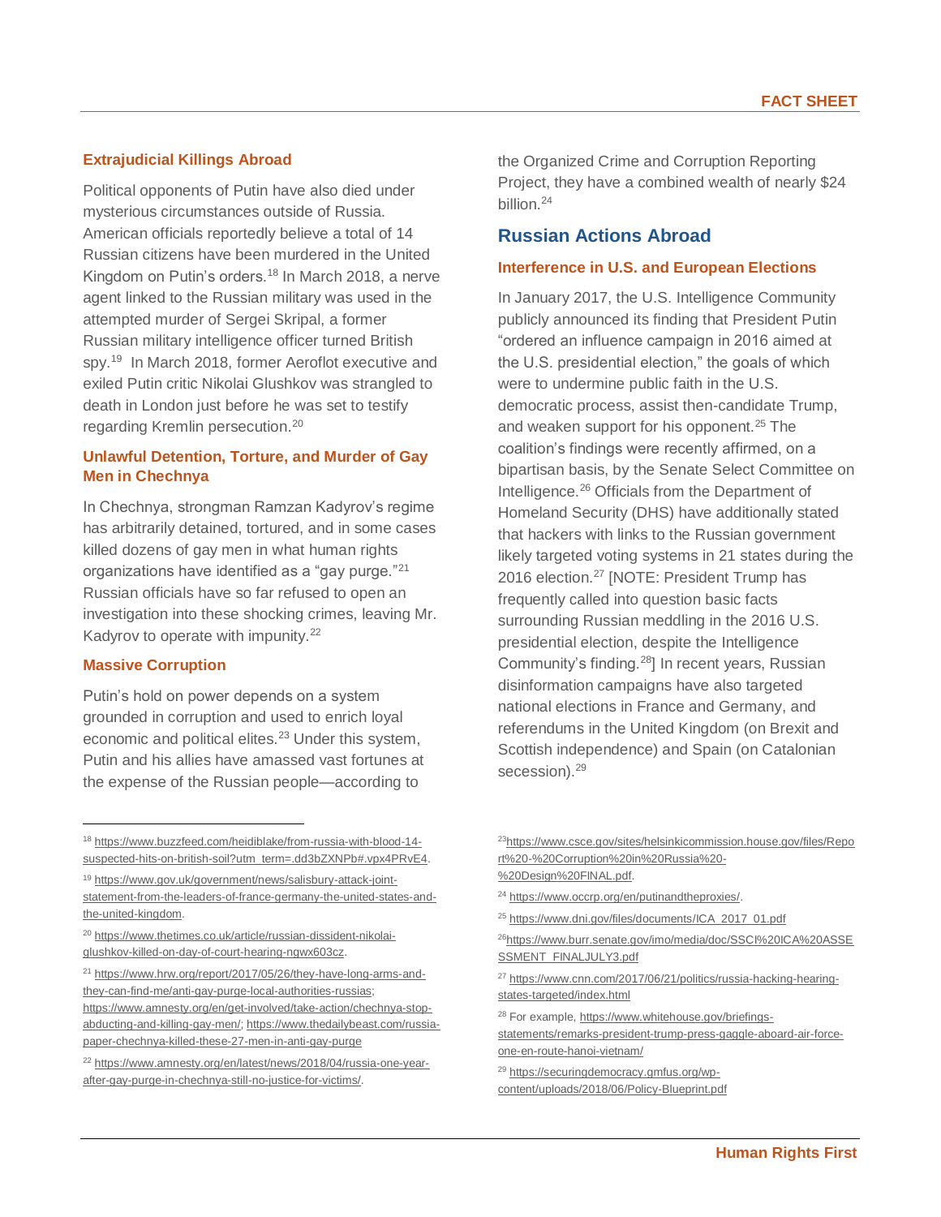### Extrajudicial Killings Abroad

Political opponents of Putin have also died under mysterious circumstances outside of Russia. American officials reportedly believe a total of 14 Russian citizens have been murdered in the United Kingdom on Putin's orders.[18] In March 2018, a nerve agent linked to the Russian military was used in the attempted murder of Sergei Skripal, a former Russian military intelligence officer turned British spy.[19] In March 2018, former Aeroflot executive and exiled Putin critic Nikolai Glushkov was strangled to death in London just before he was set to testify regarding Kremlin persecution.[20]

### Unlawful Detention, Torture, and Murder of Gay Men in Chechnya

In Chechnya, strongman Ramzan Kadyrov's regime has arbitrarily detained, tortured, and in some cases killed dozens of gay men in what human rights organizations have identified as a "gay purge."[21] Russian officials have so far refused to open an investigation into these shocking crimes, leaving Mr. Kadyrov to operate with impunity.[22]

### Massive Corruption

Putin's hold on power depends on a system grounded in corruption and used to enrich loyal economic and political elites.[23] Under this system, Putin and his allies have amassed vast fortunes at the expense of the Russian people—according to the Organized Crime and Corruption Reporting Project, they have a combined wealth of nearly $24 billion.[24]

## Russian Actions Abroad

### Interference in U.S. and European Elections

In January 2017, the U.S. Intelligence Community publicly announced its finding that President Putin "ordered an influence campaign in 2016 aimed at the U.S. presidential election," the goals of which were to undermine public faith in the U.S. democratic process, assist then-candidate Trump, and weaken support for his opponent.[25] The coalition's findings were recently affirmed, on a bipartisan basis, by the Senate Select Committee on Intelligence.[26] Officials from the Department of Homeland Security (DHS) have additionally stated that hackers with links to the Russian government likely targeted voting systems in 21 states during the 2016 election.[27] [NOTE: President Trump has frequently called into question basic facts surrounding Russian meddling in the 2016 U.S. presidential election, despite the Intelligence Community's finding.[28]] In recent years, Russian disinformation campaigns have also targeted national elections in France and Germany, and referendums in the United Kingdom (on Brexit and Scottish independence) and Spain (on Catalonian secession).[29]

---

[18] https://www.buzzfeed.com/heidiblake/from-russia-with-blood-14-suspected-hits-on-british-soil?utm_term=.dd3bZXNPb#.vpx4PRvE4.

[19] https://www.gov.uk/government/news/salisbury-attack-joint-statement-from-the-leaders-of-france-germany-the-united-states-and-the-united-kingdom.

[20] https://www.thetimes.co.uk/article/russian-dissident-nikolai-glushkov-killed-on-day-of-court-hearing-ngwx603cz.

[21] https://www.hrw.org/report/2017/05/26/they-have-long-arms-and-they-can-find-me/anti-gay-purge-local-authorities-russias; https://www.amnesty.org/en/get-involved/take-action/chechnya-stop-abducting-and-killing-gay-men/; https://www.thedailybeast.com/russia-paper-chechnya-killed-these-27-men-in-anti-gay-purge

[22] https://www.amnesty.org/en/latest/news/2018/04/russia-one-year-after-gay-purge-in-chechnya-still-no-justice-for-victims/.

[23] https://www.csce.gov/sites/helsinkicommission.house.gov/files/Report%20-%20Corruption%20in%20Russia%20-%20Design%20FINAL.pdf.

[24] https://www.occrp.org/en/putinandtheproxies/.

[25] https://www.dni.gov/files/documents/ICA_2017_01.pdf

[26] https://www.burr.senate.gov/imo/media/doc/SSCI%20ICA%20ASSESSMENT_FINALJULY3.pdf

[27] https://www.cnn.com/2017/06/21/politics/russia-hacking-hearing-states-targeted/index.html

[28] For example, https://www.whitehouse.gov/briefings-statements/remarks-president-trump-press-gaggle-aboard-air-force-one-en-route-hanoi-vietnam/

[29] https://securingdemocracy.gmfus.org/wp-content/uploads/2018/06/Policy-Blueprint.pdf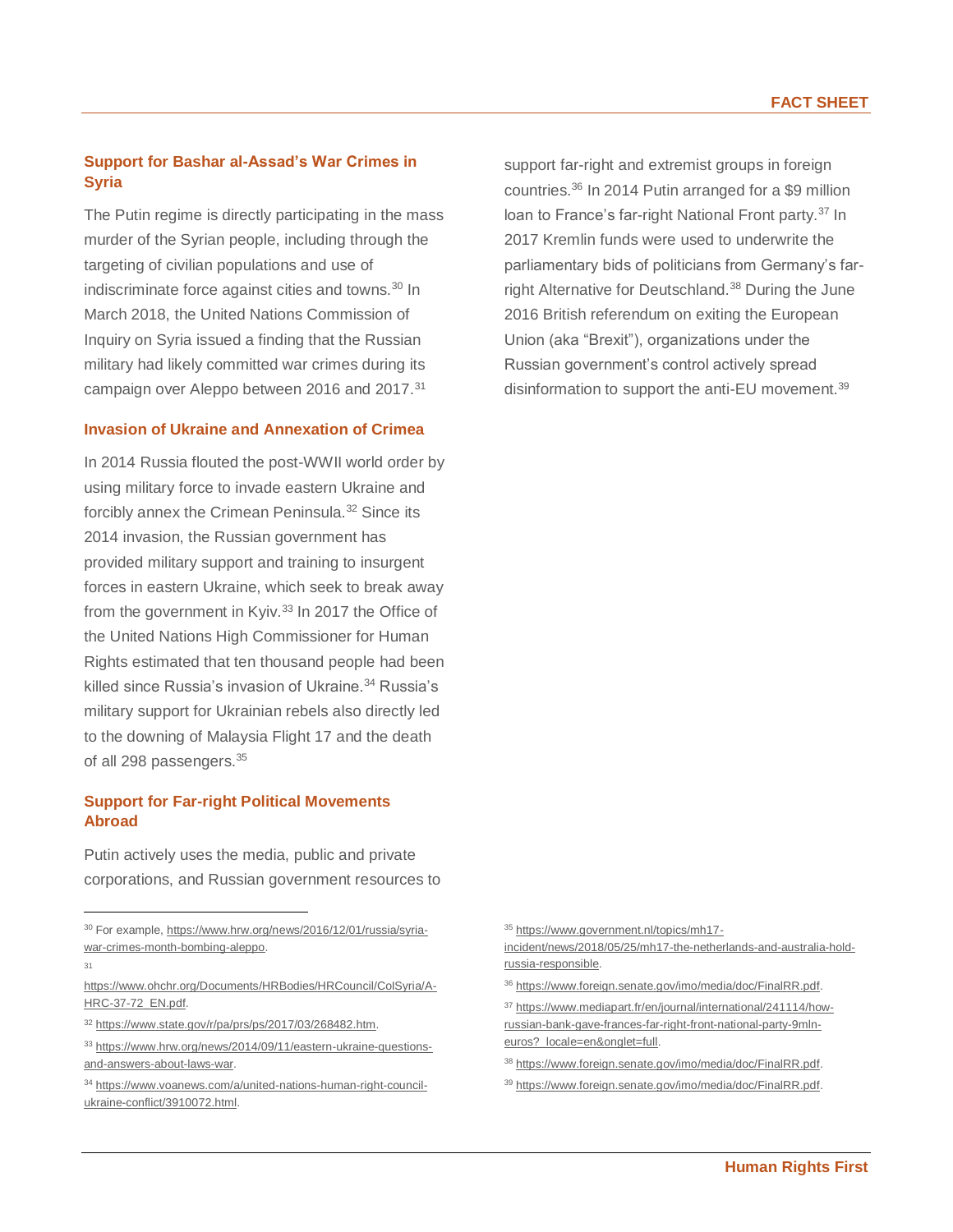### Support for Bashar al-Assad's War Crimes in Syria

The Putin regime is directly participating in the mass murder of the Syrian people, including through the targeting of civilian populations and use of indiscriminate force against cities and towns.[30] In March 2018, the United Nations Commission of Inquiry on Syria issued a finding that the Russian military had likely committed war crimes during its campaign over Aleppo between 2016 and 2017.[31]

### Invasion of Ukraine and Annexation of Crimea

In 2014 Russia flouted the post-WWII world order by using military force to invade eastern Ukraine and forcibly annex the Crimean Peninsula.[32] Since its 2014 invasion, the Russian government has provided military support and training to insurgent forces in eastern Ukraine, which seek to break away from the government in Kyiv.[33] In 2017 the Office of the United Nations High Commissioner for Human Rights estimated that ten thousand people had been killed since Russia's invasion of Ukraine.[34] Russia's military support for Ukrainian rebels also directly led to the downing of Malaysia Flight 17 and the death of all 298 passengers.[35]

### Support for Far-right Political Movements Abroad

Putin actively uses the media, public and private corporations, and Russian government resources to support far-right and extremist groups in foreign countries.[36] In 2014 Putin arranged for a $9 million loan to France's far-right National Front party.[37] In 2017 Kremlin funds were used to underwrite the parliamentary bids of politicians from Germany's far-right Alternative for Deutschland.[38] During the June 2016 British referendum on exiting the European Union (aka "Brexit"), organizations under the Russian government's control actively spread disinformation to support the anti-EU movement.[39]

---

[30] For example, https://www.hrw.org/news/2016/12/01/russia/syria-war-crimes-month-bombing-aleppo.

[31] https://www.ohchr.org/Documents/HRBodies/HRCouncil/ColSyria/A-HRC-37-72_EN.pdf.

[32] https://www.state.gov/r/pa/prs/ps/2017/03/268482.htm.

[33] https://www.hrw.org/news/2014/09/11/eastern-ukraine-questions-and-answers-about-laws-war.

[34] https://www.voanews.com/a/united-nations-human-right-council-ukraine-conflict/3910072.html.

[35] https://www.government.nl/topics/mh17-incident/news/2018/05/25/mh17-the-netherlands-and-australia-hold-russia-responsible.

[36] https://www.foreign.senate.gov/imo/media/doc/FinalRR.pdf.

[37] https://www.mediapart.fr/en/journal/international/241114/how-russian-bank-gave-frances-far-right-front-national-party-9mln-euros?_locale=en&onglet=full.

[38] https://www.foreign.senate.gov/imo/media/doc/FinalRR.pdf.

[39] https://www.foreign.senate.gov/imo/media/doc/FinalRR.pdf.